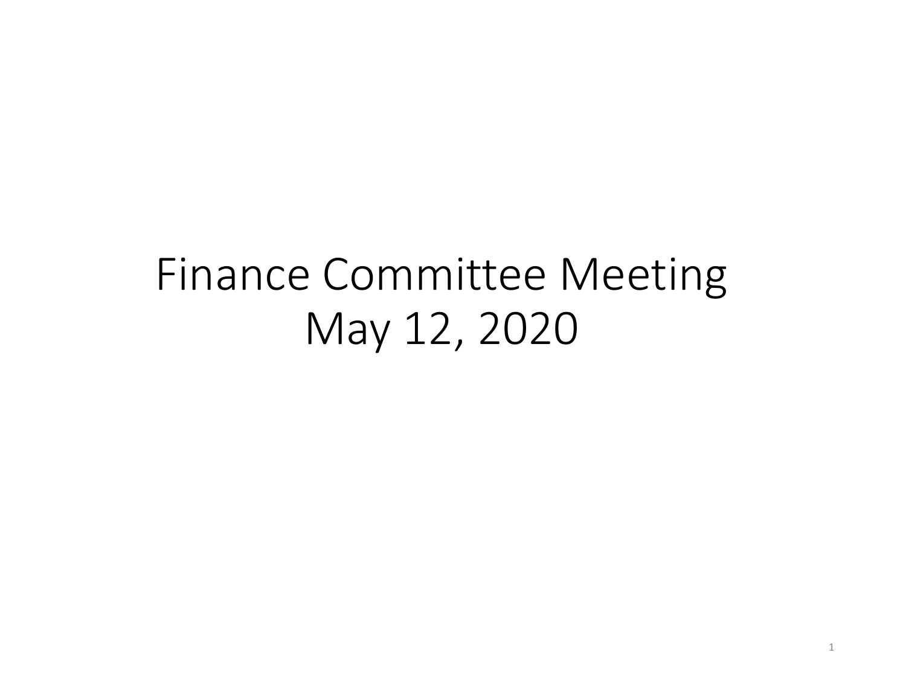# Finance Committee Meeting
# May 12, 2020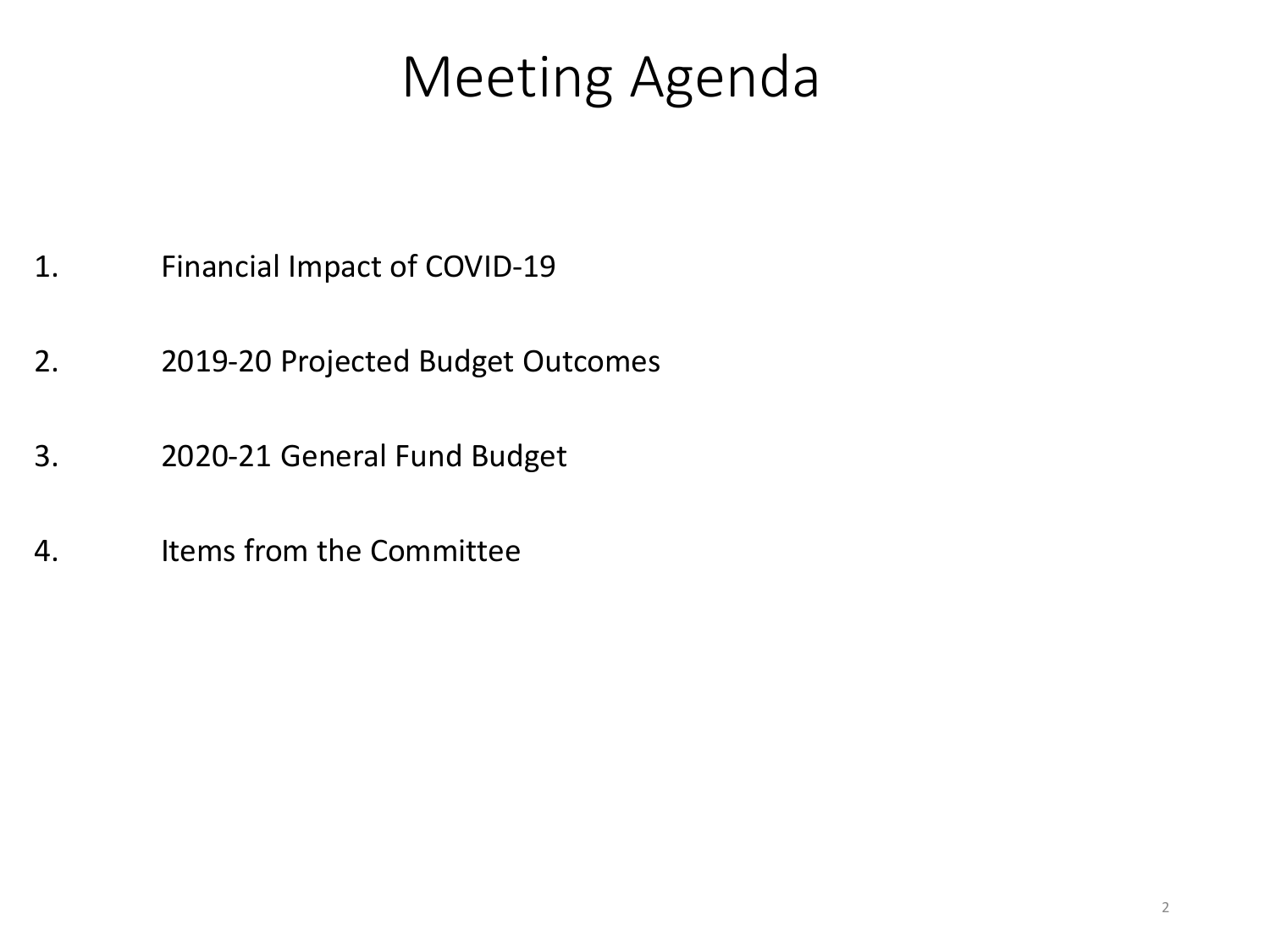# Meeting Agenda

1. Financial Impact of COVID-19
2. 2019-20 Projected Budget Outcomes
3. 2020-21 General Fund Budget
4. Items from the Committee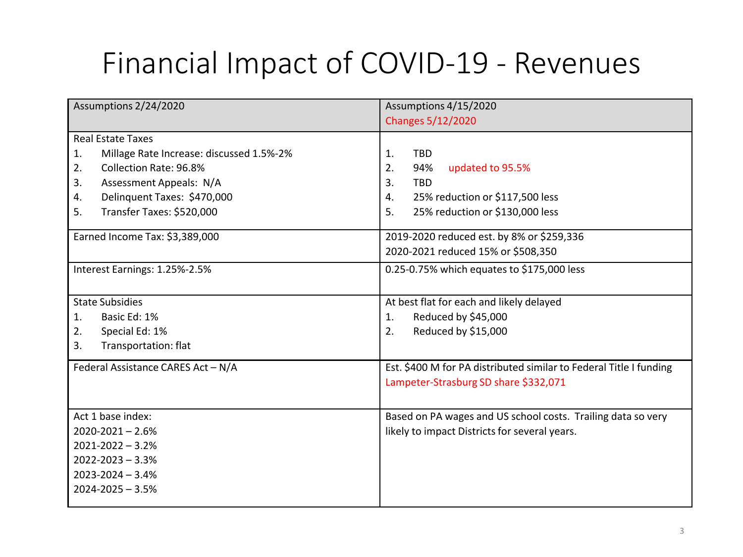# Financial Impact of COVID-19 - Revenues

| Assumptions 2/24/2020 | Assumptions 4/15/2020<br>Changes 5/12/2020 |
|---|---|
| Real Estate Taxes<br>1. Millage Rate Increase: discussed 1.5%-2%<br>2. Collection Rate: 96.8%<br>3. Assessment Appeals: N/A<br>4. Delinquent Taxes: $470,000<br>5. Transfer Taxes: $520,000 | <br>1. TBD<br>2. 94% updated to 95.5%<br>3. TBD<br>4. 25% reduction or $117,500 less<br>5. 25% reduction or $130,000 less |
| Earned Income Tax: $3,389,000 | 2019-2020 reduced est. by 8% or $259,336<br>2020-2021 reduced 15% or $508,350 |
| Interest Earnings: 1.25%-2.5% | 0.25-0.75% which equates to $175,000 less |
| State Subsidies<br>1. Basic Ed: 1%<br>2. Special Ed: 1%<br>3. Transportation: flat | At best flat for each and likely delayed<br>1. Reduced by $45,000<br>2. Reduced by $15,000 |
| Federal Assistance CARES Act – N/A | Est. $400 M for PA distributed similar to Federal Title I funding<br>Lampeter-Strasburg SD share $332,071 |
| Act 1 base index:<br>2020-2021 – 2.6%<br>2021-2022 – 3.2%<br>2022-2023 – 3.3%<br>2023-2024 – 3.4%<br>2024-2025 – 3.5% | Based on PA wages and US school costs. Trailing data so very likely to impact Districts for several years. |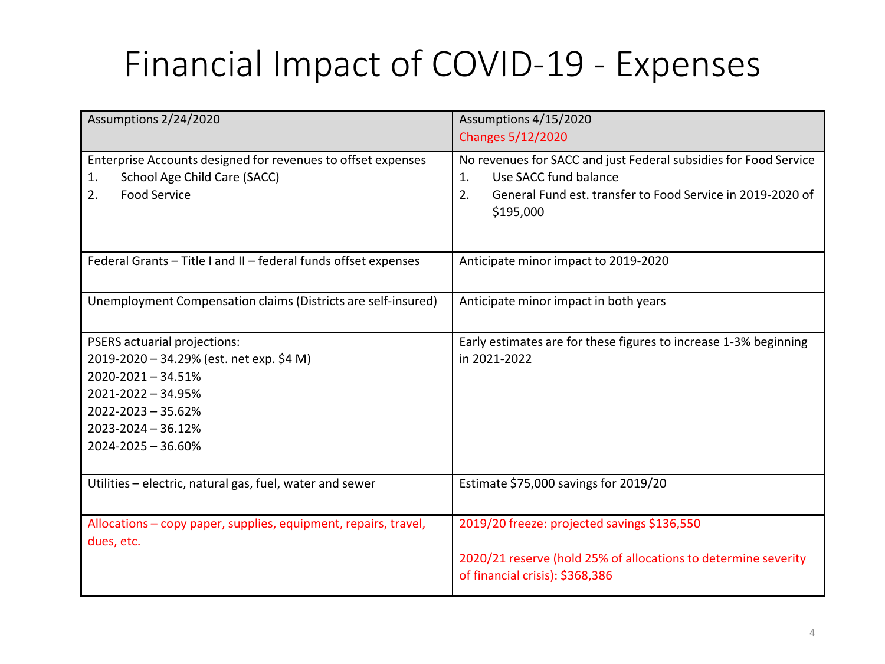# Financial Impact of COVID-19 - Expenses

| Assumptions 2/24/2020 | Assumptions 4/15/2020<br>Changes 5/12/2020 |
| --- | --- |
| Enterprise Accounts designed for revenues to offset expenses<br>1. School Age Child Care (SACC)<br>2. Food Service | No revenues for SACC and just Federal subsidies for Food Service<br>1. Use SACC fund balance<br>2. General Fund est. transfer to Food Service in 2019-2020 of $195,000 |
| Federal Grants – Title I and II – federal funds offset expenses | Anticipate minor impact to 2019-2020 |
| Unemployment Compensation claims (Districts are self-insured) | Anticipate minor impact in both years |
| PSERS actuarial projections:<br>2019-2020 – 34.29% (est. net exp. $4 M)<br>2020-2021 – 34.51%<br>2021-2022 – 34.95%<br>2022-2023 – 35.62%<br>2023-2024 – 36.12%<br>2024-2025 – 36.60% | Early estimates are for these figures to increase 1-3% beginning in 2021-2022 |
| Utilities – electric, natural gas, fuel, water and sewer | Estimate $75,000 savings for 2019/20 |
| Allocations – copy paper, supplies, equipment, repairs, travel, dues, etc. | 2019/20 freeze: projected savings $136,550<br><br>2020/21 reserve (hold 25% of allocations to determine severity of financial crisis): $368,386 |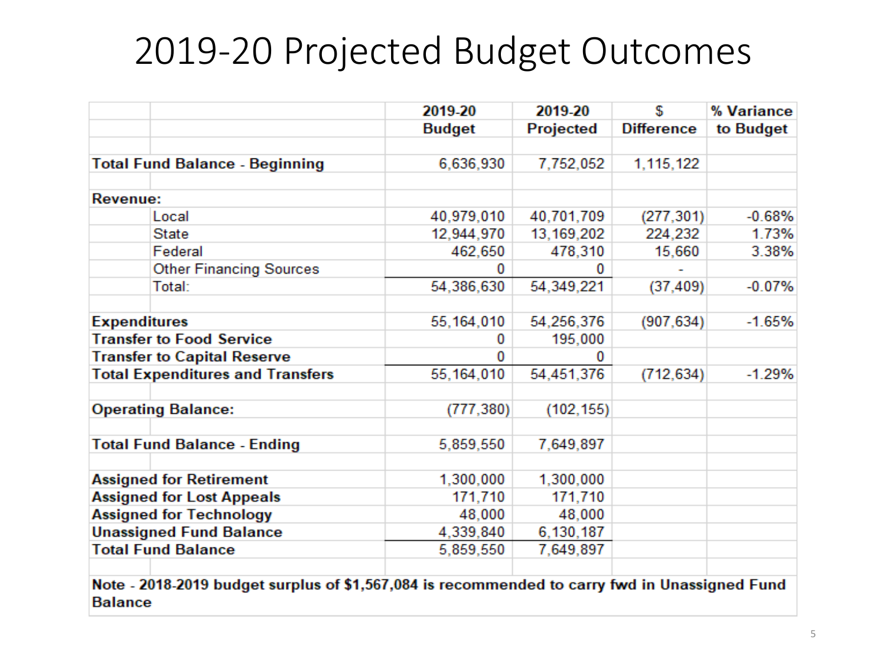# 2019-20 Projected Budget Outcomes

| | | 2019-20 Budget | 2019-20 Projected | $ Difference | % Variance to Budget |
|---|---|---|---|---|---|
| **Total Fund Balance - Beginning** | | 6,636,930 | 7,752,052 | 1,115,122 | |
| **Revenue:** | | | | | |
| | Local | 40,979,010 | 40,701,709 | (277,301) | -0.68% |
| | State | 12,944,970 | 13,169,202 | 224,232 | 1.73% |
| | Federal | 462,650 | 478,310 | 15,660 | 3.38% |
| | Other Financing Sources | 0 | 0 | - | |
| | Total: | 54,386,630 | 54,349,221 | (37,409) | -0.07% |
| **Expenditures** | | 55,164,010 | 54,256,376 | (907,634) | -1.65% |
| **Transfer to Food Service** | | 0 | 195,000 | | |
| **Transfer to Capital Reserve** | | 0 | 0 | | |
| **Total Expenditures and Transfers** | | 55,164,010 | 54,451,376 | (712,634) | -1.29% |
| **Operating Balance:** | | (777,380) | (102,155) | | |
| **Total Fund Balance - Ending** | | 5,859,550 | 7,649,897 | | |
| **Assigned for Retirement** | | 1,300,000 | 1,300,000 | | |
| **Assigned for Lost Appeals** | | 171,710 | 171,710 | | |
| **Assigned for Technology** | | 48,000 | 48,000 | | |
| **Unassigned Fund Balance** | | 4,339,840 | 6,130,187 | | |
| **Total Fund Balance** | | 5,859,550 | 7,649,897 | | |

**Note - 2018-2019 budget surplus of $1,567,084 is recommended to carry fwd in Unassigned Fund Balance**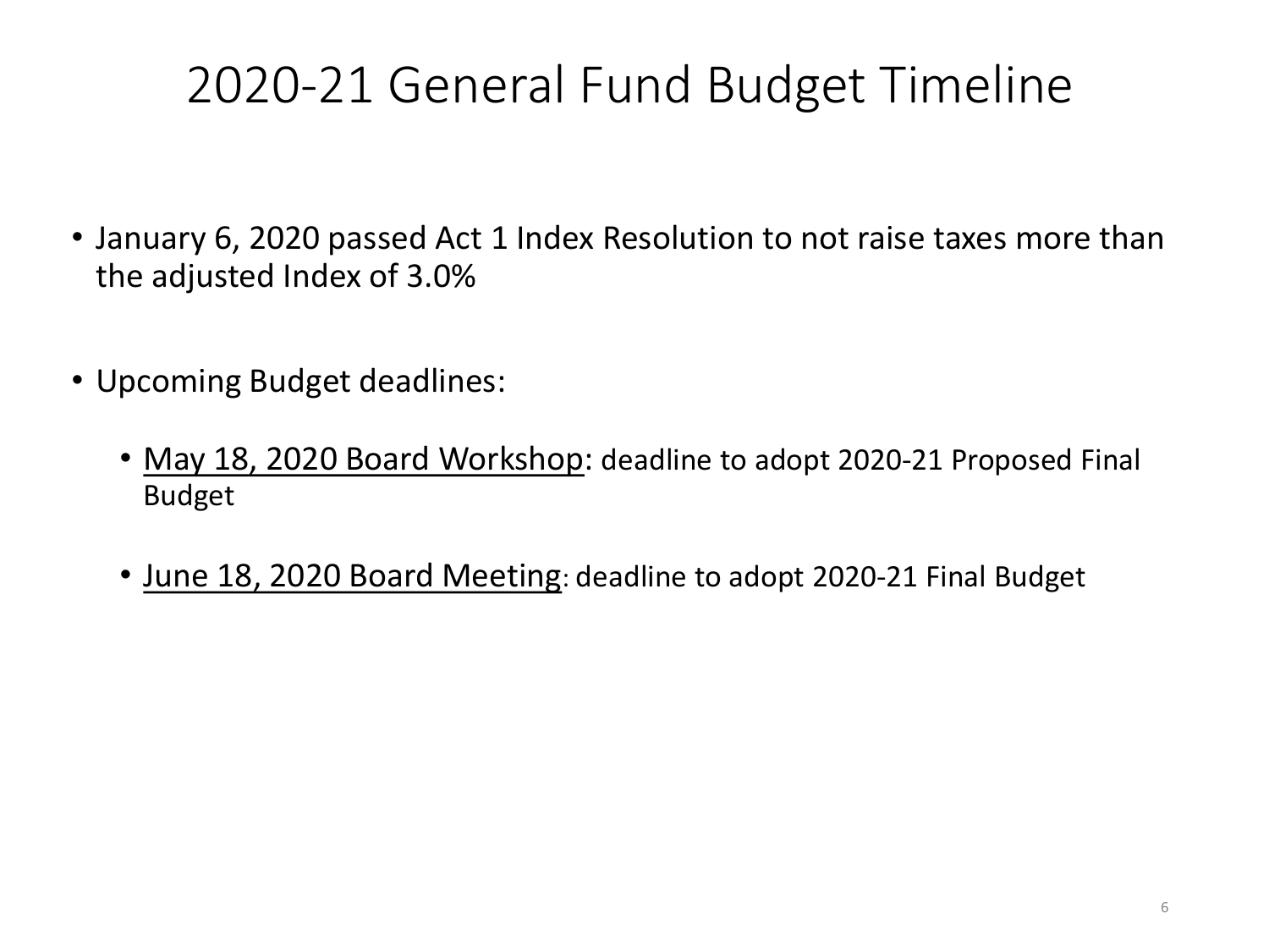# 2020-21 General Fund Budget Timeline

- January 6, 2020 passed Act 1 Index Resolution to not raise taxes more than the adjusted Index of 3.0%

- Upcoming Budget deadlines:

  - <u>May 18, 2020 Board Workshop</u>: deadline to adopt 2020-21 Proposed Final Budget

  - <u>June 18, 2020 Board Meeting</u>: deadline to adopt 2020-21 Final Budget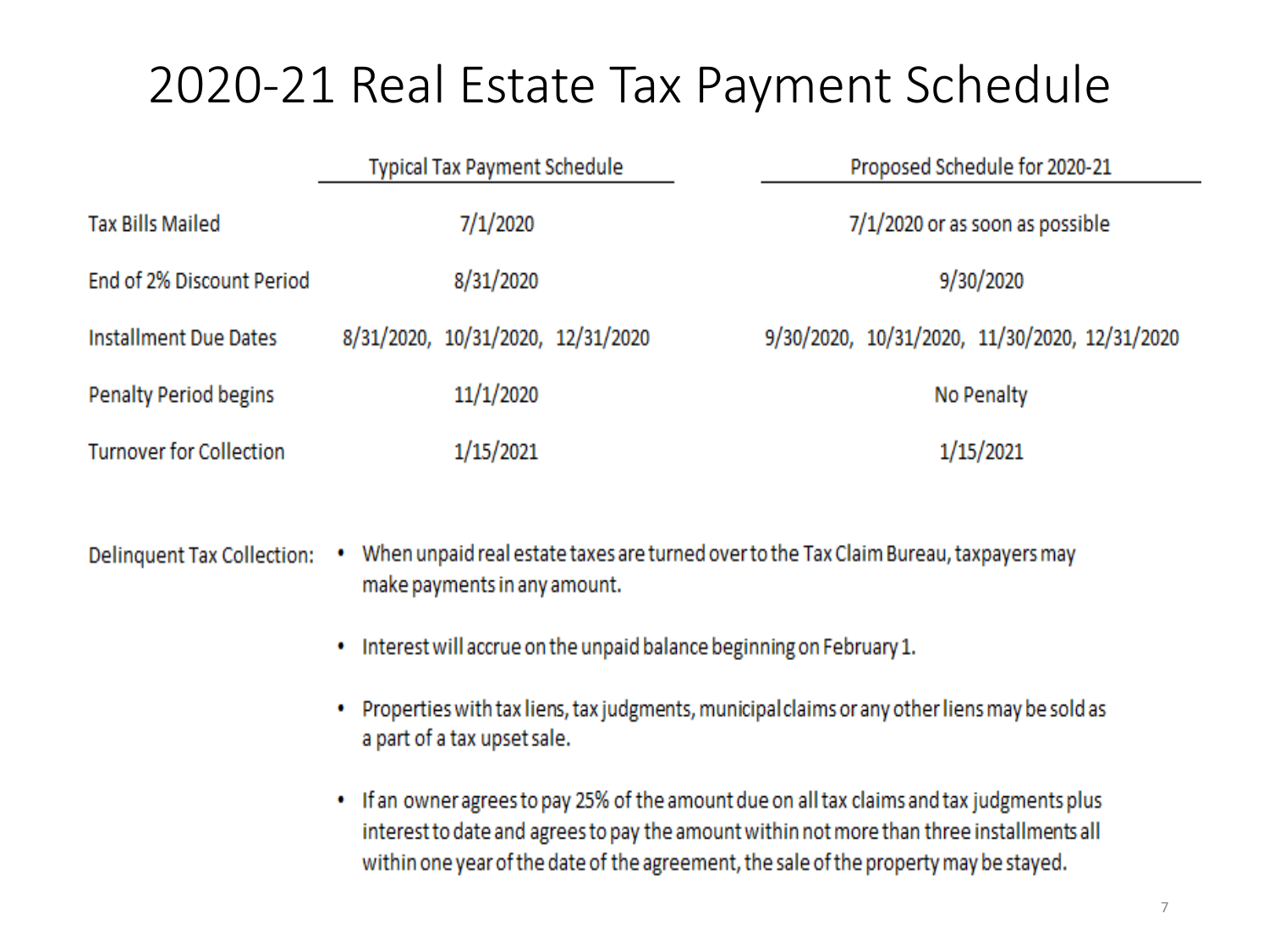# 2020-21 Real Estate Tax Payment Schedule

| | Typical Tax Payment Schedule | Proposed Schedule for 2020-21 |
|---|---|---|
| Tax Bills Mailed | 7/1/2020 | 7/1/2020 or as soon as possible |
| End of 2% Discount Period | 8/31/2020 | 9/30/2020 |
| Installment Due Dates | 8/31/2020, 10/31/2020, 12/31/2020 | 9/30/2020, 10/31/2020, 11/30/2020, 12/31/2020 |
| Penalty Period begins | 11/1/2020 | No Penalty |
| Turnover for Collection | 1/15/2021 | 1/15/2021 |

Delinquent Tax Collection:

- When unpaid real estate taxes are turned over to the Tax Claim Bureau, taxpayers may make payments in any amount.
- Interest will accrue on the unpaid balance beginning on February 1.
- Properties with tax liens, tax judgments, municipal claims or any other liens may be sold as a part of a tax upset sale.
- If an owner agrees to pay 25% of the amount due on all tax claims and tax judgments plus interest to date and agrees to pay the amount within not more than three installments all within one year of the date of the agreement, the sale of the property may be stayed.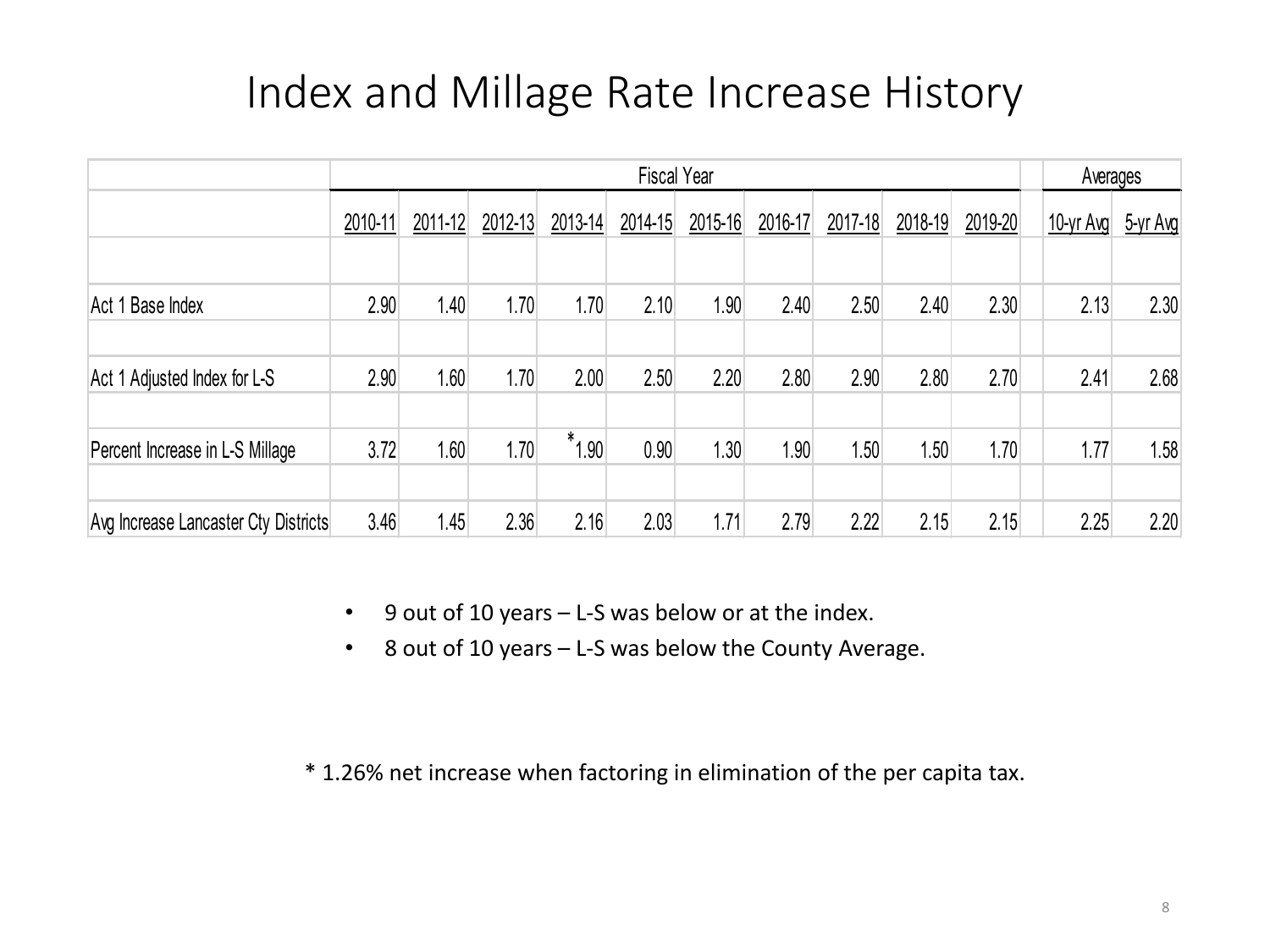# Index and Millage Rate Increase History

| | Fiscal Year | | | | | | | | | | Averages | |
|---|---|---|---|---|---|---|---|---|---|---|---|---|
| | 2010-11 | 2011-12 | 2012-13 | 2013-14 | 2014-15 | 2015-16 | 2016-17 | 2017-18 | 2018-19 | 2019-20 | 10-yr Avg | 5-yr Avg |
| Act 1 Base Index | 2.90 | 1.40 | 1.70 | 1.70 | 2.10 | 1.90 | 2.40 | 2.50 | 2.40 | 2.30 | 2.13 | 2.30 |
| Act 1 Adjusted Index for L-S | 2.90 | 1.60 | 1.70 | 2.00 | 2.50 | 2.20 | 2.80 | 2.90 | 2.80 | 2.70 | 2.41 | 2.68 |
| Percent Increase in L-S Millage | 3.72 | 1.60 | 1.70 | *1.90 | 0.90 | 1.30 | 1.90 | 1.50 | 1.50 | 1.70 | 1.77 | 1.58 |
| Avg Increase Lancaster Cty Districts | 3.46 | 1.45 | 2.36 | 2.16 | 2.03 | 1.71 | 2.79 | 2.22 | 2.15 | 2.15 | 2.25 | 2.20 |

- 9 out of 10 years – L-S was below or at the index.
- 8 out of 10 years – L-S was below the County Average.

\* 1.26% net increase when factoring in elimination of the per capita tax.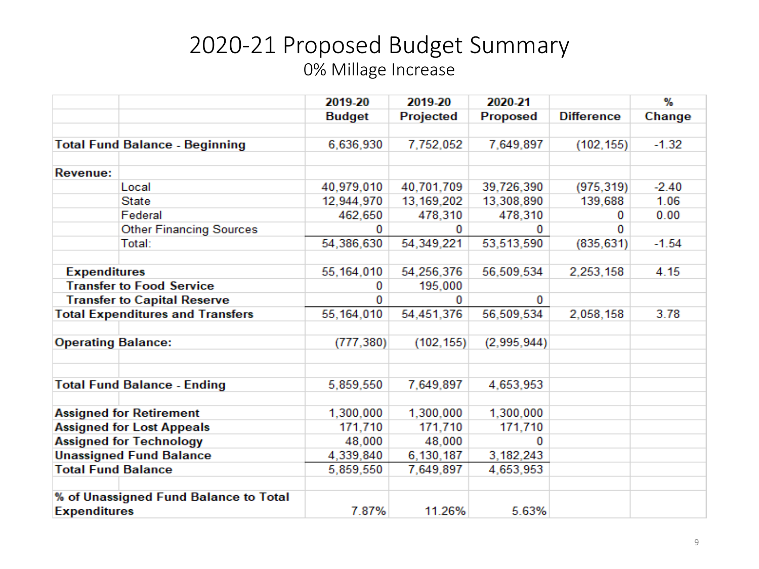# 2020-21 Proposed Budget Summary

## 0% Millage Increase

| | | 2019-20 Budget | 2019-20 Projected | 2020-21 Proposed | Difference | % Change |
|---|---|---|---|---|---|---|
| **Total Fund Balance - Beginning** | | 6,636,930 | 7,752,052 | 7,649,897 | (102,155) | -1.32 |
| **Revenue:** | | | | | | |
| | Local | 40,979,010 | 40,701,709 | 39,726,390 | (975,319) | -2.40 |
| | State | 12,944,970 | 13,169,202 | 13,308,890 | 139,688 | 1.06 |
| | Federal | 462,650 | 478,310 | 478,310 | 0 | 0.00 |
| | Other Financing Sources | 0 | 0 | 0 | 0 | |
| | Total: | 54,386,630 | 54,349,221 | 53,513,590 | (835,631) | -1.54 |
| **Expenditures** | | 55,164,010 | 54,256,376 | 56,509,534 | 2,253,158 | 4.15 |
| **Transfer to Food Service** | | 0 | 195,000 | | | |
| **Transfer to Capital Reserve** | | 0 | 0 | 0 | | |
| **Total Expenditures and Transfers** | | 55,164,010 | 54,451,376 | 56,509,534 | 2,058,158 | 3.78 |
| **Operating Balance:** | | (777,380) | (102,155) | (2,995,944) | | |
| **Total Fund Balance - Ending** | | 5,859,550 | 7,649,897 | 4,653,953 | | |
| **Assigned for Retirement** | | 1,300,000 | 1,300,000 | 1,300,000 | | |
| **Assigned for Lost Appeals** | | 171,710 | 171,710 | 171,710 | | |
| **Assigned for Technology** | | 48,000 | 48,000 | 0 | | |
| **Unassigned Fund Balance** | | 4,339,840 | 6,130,187 | 3,182,243 | | |
| **Total Fund Balance** | | 5,859,550 | 7,649,897 | 4,653,953 | | |
| **% of Unassigned Fund Balance to Total Expenditures** | | 7.87% | 11.26% | 5.63% | | |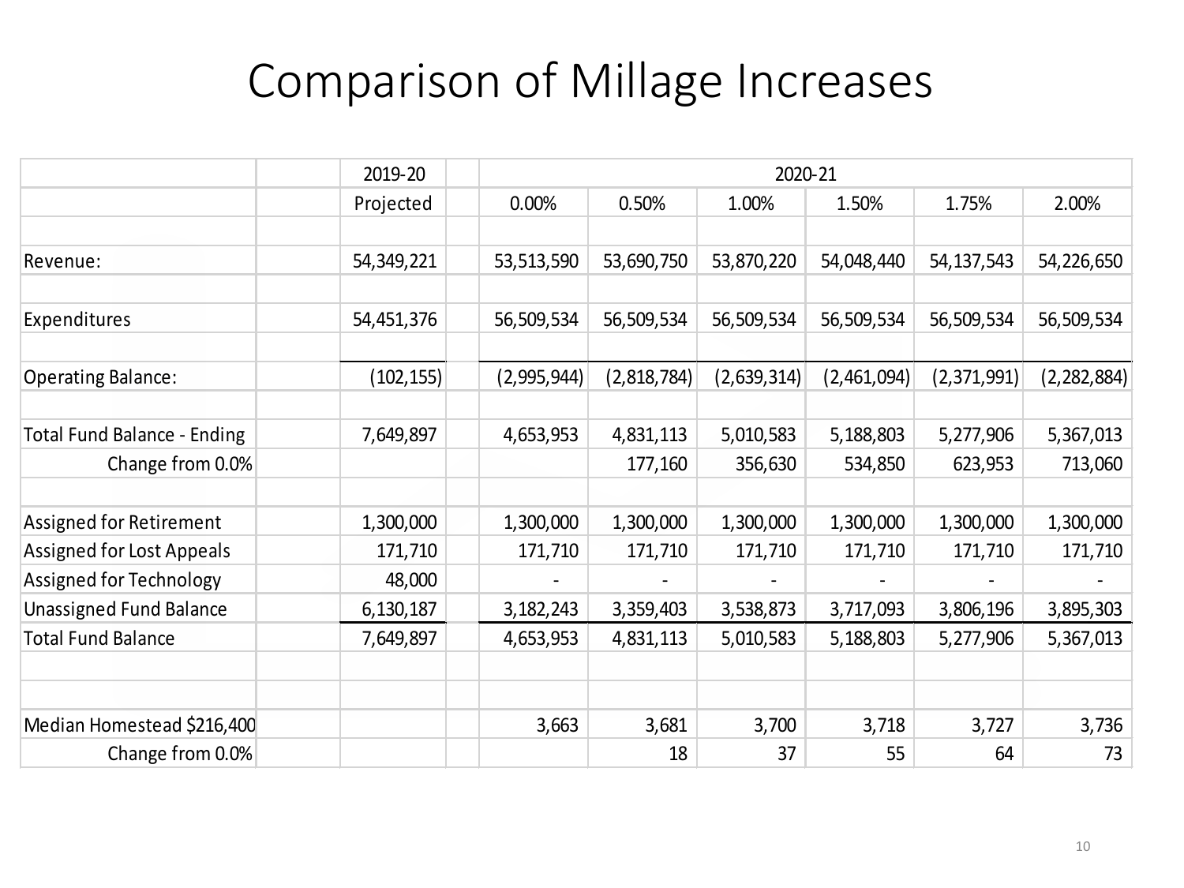# Comparison of Millage Increases

| | | 2019-20 | | 2020-21 | | | | | |
|---|---|---|---|---|---|---|---|---|---|
| | | Projected | | 0.00% | 0.50% | 1.00% | 1.50% | 1.75% | 2.00% |
| | | | | | | | | | |
| Revenue: | | 54,349,221 | | 53,513,590 | 53,690,750 | 53,870,220 | 54,048,440 | 54,137,543 | 54,226,650 |
| | | | | | | | | | |
| Expenditures | | 54,451,376 | | 56,509,534 | 56,509,534 | 56,509,534 | 56,509,534 | 56,509,534 | 56,509,534 |
| | | | | | | | | | |
| Operating Balance: | | (102,155) | | (2,995,944) | (2,818,784) | (2,639,314) | (2,461,094) | (2,371,991) | (2,282,884) |
| | | | | | | | | | |
| Total Fund Balance - Ending | | 7,649,897 | | 4,653,953 | 4,831,113 | 5,010,583 | 5,188,803 | 5,277,906 | 5,367,013 |
| Change from 0.0% | | | | | 177,160 | 356,630 | 534,850 | 623,953 | 713,060 |
| | | | | | | | | | |
| Assigned for Retirement | | 1,300,000 | | 1,300,000 | 1,300,000 | 1,300,000 | 1,300,000 | 1,300,000 | 1,300,000 |
| Assigned for Lost Appeals | | 171,710 | | 171,710 | 171,710 | 171,710 | 171,710 | 171,710 | 171,710 |
| Assigned for Technology | | 48,000 | | - | - | - | - | - | - |
| Unassigned Fund Balance | | 6,130,187 | | 3,182,243 | 3,359,403 | 3,538,873 | 3,717,093 | 3,806,196 | 3,895,303 |
| Total Fund Balance | | 7,649,897 | | 4,653,953 | 4,831,113 | 5,010,583 | 5,188,803 | 5,277,906 | 5,367,013 |
| | | | | | | | | | |
| | | | | | | | | | |
| Median Homestead $216,400 | | | | 3,663 | 3,681 | 3,700 | 3,718 | 3,727 | 3,736 |
| Change from 0.0% | | | | | 18 | 37 | 55 | 64 | 73 |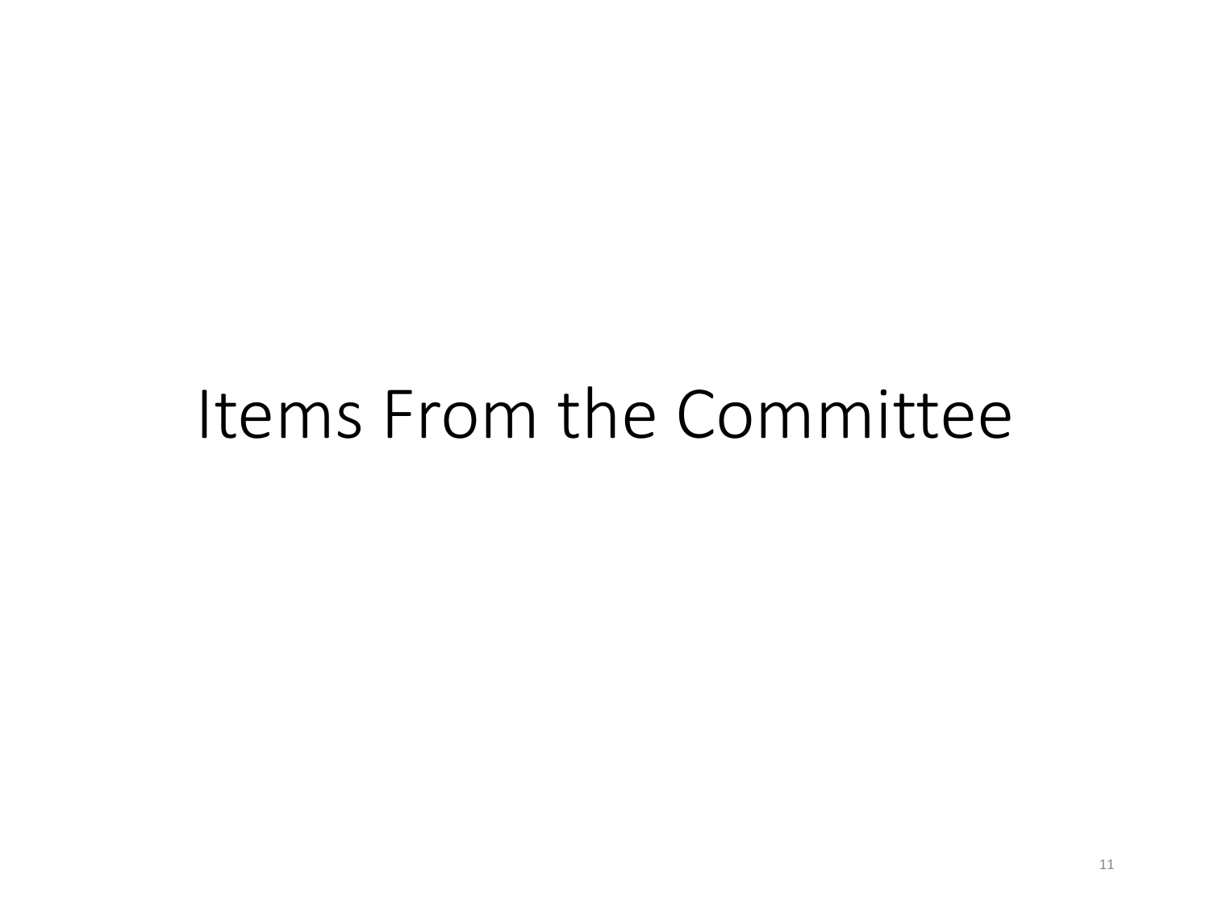# Items From the Committee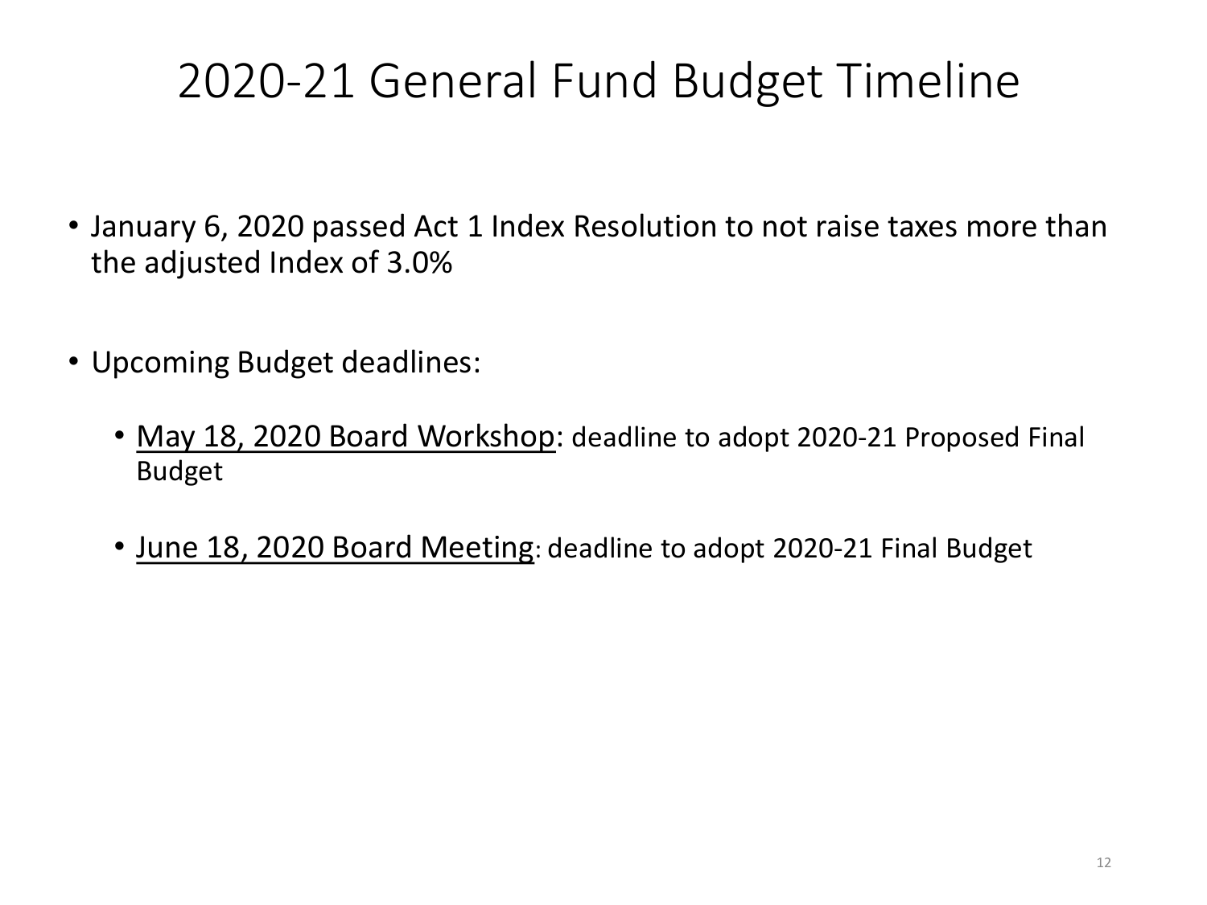# 2020-21 General Fund Budget Timeline

- January 6, 2020 passed Act 1 Index Resolution to not raise taxes more than the adjusted Index of 3.0%

- Upcoming Budget deadlines:

  - <u>May 18, 2020 Board Workshop</u>: deadline to adopt 2020-21 Proposed Final Budget

  - <u>June 18, 2020 Board Meeting</u>: deadline to adopt 2020-21 Final Budget